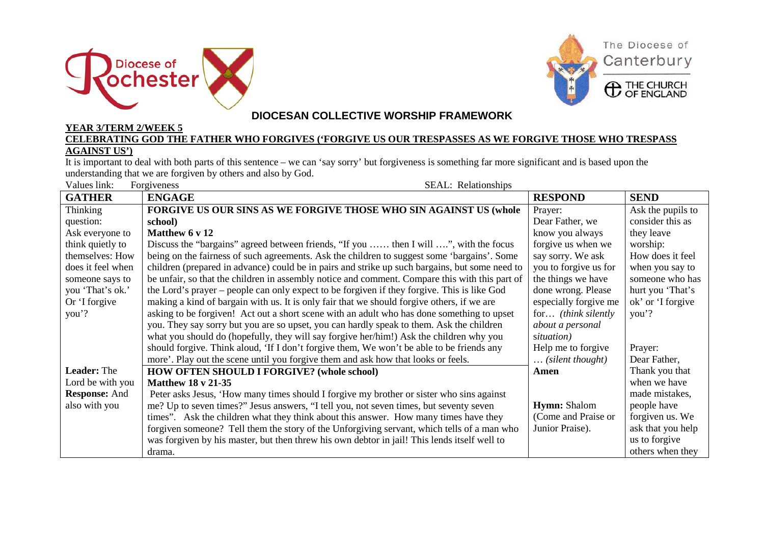## DIOCESAN COLLECTIVE WORSHIP FRAMEWORK

**YEAR 3/TERM 2/WEEK 5**

**CELEBRATING GOD THE FATHER WHO FORGIVES ('FORGIVE US OUR TRESPASSES AS WE FORGIVE THOSE WHO TRESPASS AGAINST US')**

It is important to deal with both parts of this sentence – we can 'say sorry' but forgiveness is something far more significant and is based upon the understanding that we are forgiven by others and also by God.

Values link: Forgiveness SEAL: Relationships

| GATHER | ENGAGE | RESPOND | SEND |
|---|---|---|---|
| Thinking question: Ask everyone to think quietly to themselves: How does it feel when someone says to you 'That's ok.' Or 'I forgive you'? | **FORGIVE US OUR SINS AS WE FORGIVE THOSE WHO SIN AGAINST US (whole school)**<br>**Matthew 6 v 12**<br>Discuss the "bargains" agreed between friends, "If you …… then I will ….", with the focus being on the fairness of such agreements. Ask the children to suggest some 'bargains'. Some children (prepared in advance) could be in pairs and strike up such bargains, but some need to be unfair, so that the children in assembly notice and comment. Compare this with this part of the Lord's prayer – people can only expect to be forgiven if they forgive. This is like God making a kind of bargain with us. It is only fair that we should forgive others, if we are asking to be forgiven! Act out a short scene with an adult who has done something to upset you. They say sorry but you are so upset, you can hardly speak to them. Ask the children what you should do (hopefully, they will say forgive her/him!) Ask the children why you should forgive. Think aloud, 'If I don't forgive them, We won't be able to be friends any more'. Play out the scene until you forgive them and ask how that looks or feels. | Prayer:<br>Dear Father, we know you always forgive us when we say sorry. We ask you to forgive us for the things we have done wrong. Please especially forgive me for… *(think silently about a personal situation)*<br>Help me to forgive … *(silent thought)*<br>**Amen** | Ask the pupils to consider this as they leave worship:<br>How does it feel when you say to someone who has hurt you 'That's ok' or 'I forgive you'? |
| **Leader:** The Lord be with you<br>**Response:** And also with you | **HOW OFTEN SHOULD I FORGIVE? (whole school)**<br>**Matthew 18 v 21-35**<br>Peter asks Jesus, 'How many times should I forgive my brother or sister who sins against me? Up to seven times?" Jesus answers, "I tell you, not seven times, but seventy seven times". Ask the children what they think about this answer. How many times have they forgiven someone? Tell them the story of the Unforgiving servant, which tells of a man who was forgiven by his master, but then threw his own debtor in jail! This lends itself well to drama. | **Hymn:** Shalom (Come and Praise or Junior Praise). | Prayer:<br>Dear Father,<br>Thank you that when we have made mistakes, people have forgiven us. We ask that you help us to forgive others when they |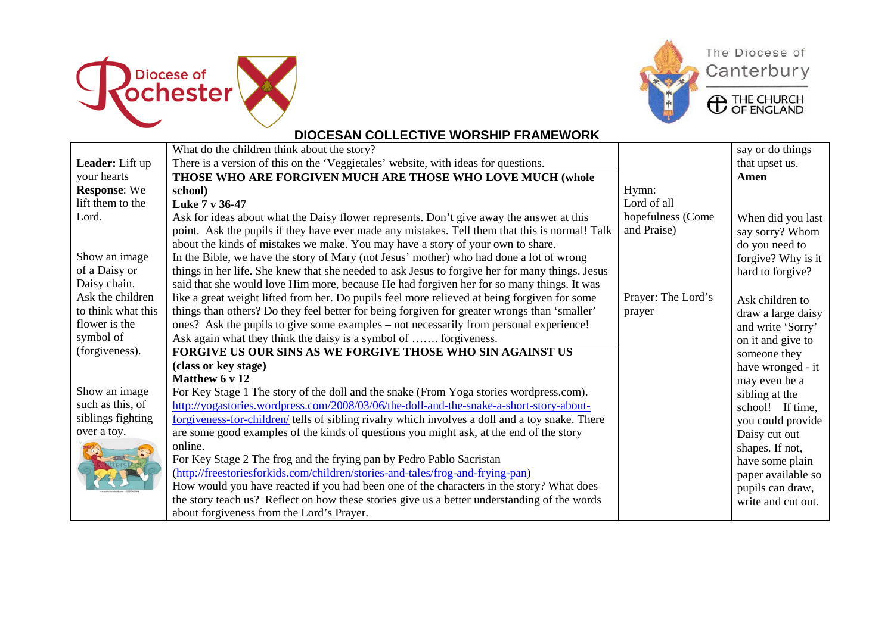## DIOCESAN COLLECTIVE WORSHIP FRAMEWORK

| | | | |
|---|---|---|---|
| **Leader:** Lift up your hearts<br>**Response**: We lift them to the Lord.<br><br>Show an image of a Daisy or Daisy chain. Ask the children to think what this flower is the symbol of (forgiveness).<br><br>Show an image such as this, of siblings fighting over a toy. | What do the children think about the story?<br>There is a version of this on the 'Veggietales' website, with ideas for questions.<br>**THOSE WHO ARE FORGIVEN MUCH ARE THOSE WHO LOVE MUCH (whole school)**<br>**Luke 7 v 36-47**<br>Ask for ideas about what the Daisy flower represents. Don't give away the answer at this point. Ask the pupils if they have ever made any mistakes. Tell them that this is normal! Talk about the kinds of mistakes we make. You may have a story of your own to share.<br>In the Bible, we have the story of Mary (not Jesus' mother) who had done a lot of wrong things in her life. She knew that she needed to ask Jesus to forgive her for many things. Jesus said that she would love Him more, because He had forgiven her for so many things. It was like a great weight lifted from her. Do pupils feel more relieved at being forgiven for some things than others? Do they feel better for being forgiven for greater wrongs than 'smaller' ones? Ask the pupils to give some examples – not necessarily from personal experience!<br>Ask again what they think the daisy is a symbol of ……. forgiveness.<br>**FORGIVE US OUR SINS AS WE FORGIVE THOSE WHO SIN AGAINST US (class or key stage)**<br>**Matthew 6 v 12**<br>For Key Stage 1 The story of the doll and the snake (From Yoga stories wordpress.com). http://yogastories.wordpress.com/2008/03/06/the-doll-and-the-snake-a-short-story-about-forgiveness-for-children/ tells of sibling rivalry which involves a doll and a toy snake. There are some good examples of the kinds of questions you might ask, at the end of the story online.<br>For Key Stage 2 The frog and the frying pan by Pedro Pablo Sacristan (http://freestoriesforkids.com/children/stories-and-tales/frog-and-frying-pan)<br>How would you have reacted if you had been one of the characters in the story? What does the story teach us? Reflect on how these stories give us a better understanding of the words about forgiveness from the Lord's Prayer. | Hymn: Lord of all hopefulness (Come and Praise)<br><br>Prayer: The Lord's prayer | say or do things that upset us.<br>**Amen**<br><br>When did you last say sorry? Whom do you need to forgive? Why is it hard to forgive?<br><br>Ask children to draw a large daisy and write 'Sorry' on it and give to someone they have wronged - it may even be a sibling at the school! If time, you could provide Daisy cut out shapes. If not, have some plain paper available so pupils can draw, write and cut out. |